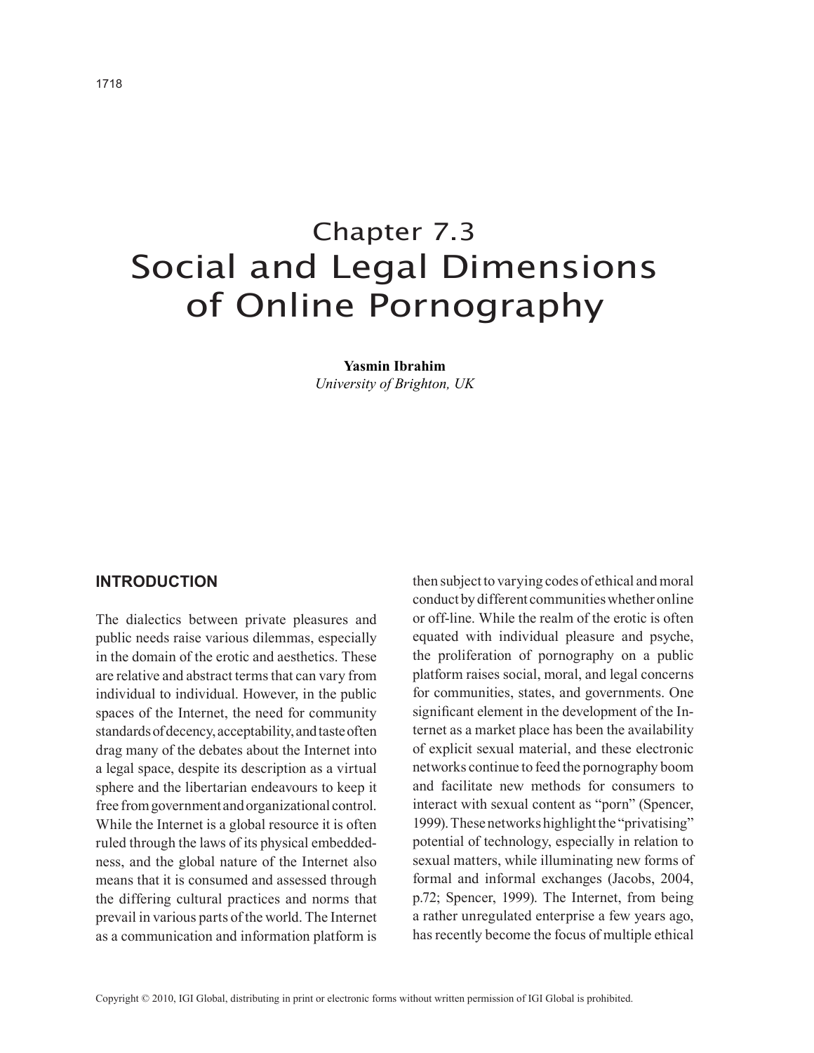# Chapter 7.3
# Social and Legal Dimensions of Online Pornography

**Yasmin Ibrahim**
*University of Brighton, UK*

## INTRODUCTION

The dialectics between private pleasures and public needs raise various dilemmas, especially in the domain of the erotic and aesthetics. These are relative and abstract terms that can vary from individual to individual. However, in the public spaces of the Internet, the need for community standards of decency, acceptability, and taste often drag many of the debates about the Internet into a legal space, despite its description as a virtual sphere and the libertarian endeavours to keep it free from government and organizational control. While the Internet is a global resource it is often ruled through the laws of its physical embeddedness, and the global nature of the Internet also means that it is consumed and assessed through the differing cultural practices and norms that prevail in various parts of the world. The Internet as a communication and information platform is then subject to varying codes of ethical and moral conduct by different communities whether online or off-line. While the realm of the erotic is often equated with individual pleasure and psyche, the proliferation of pornography on a public platform raises social, moral, and legal concerns for communities, states, and governments. One significant element in the development of the Internet as a market place has been the availability of explicit sexual material, and these electronic networks continue to feed the pornography boom and facilitate new methods for consumers to interact with sexual content as "porn" (Spencer, 1999). These networks highlight the "privatising" potential of technology, especially in relation to sexual matters, while illuminating new forms of formal and informal exchanges (Jacobs, 2004, p.72; Spencer, 1999). The Internet, from being a rather unregulated enterprise a few years ago, has recently become the focus of multiple ethical

Copyright © 2010, IGI Global, distributing in print or electronic forms without written permission of IGI Global is prohibited.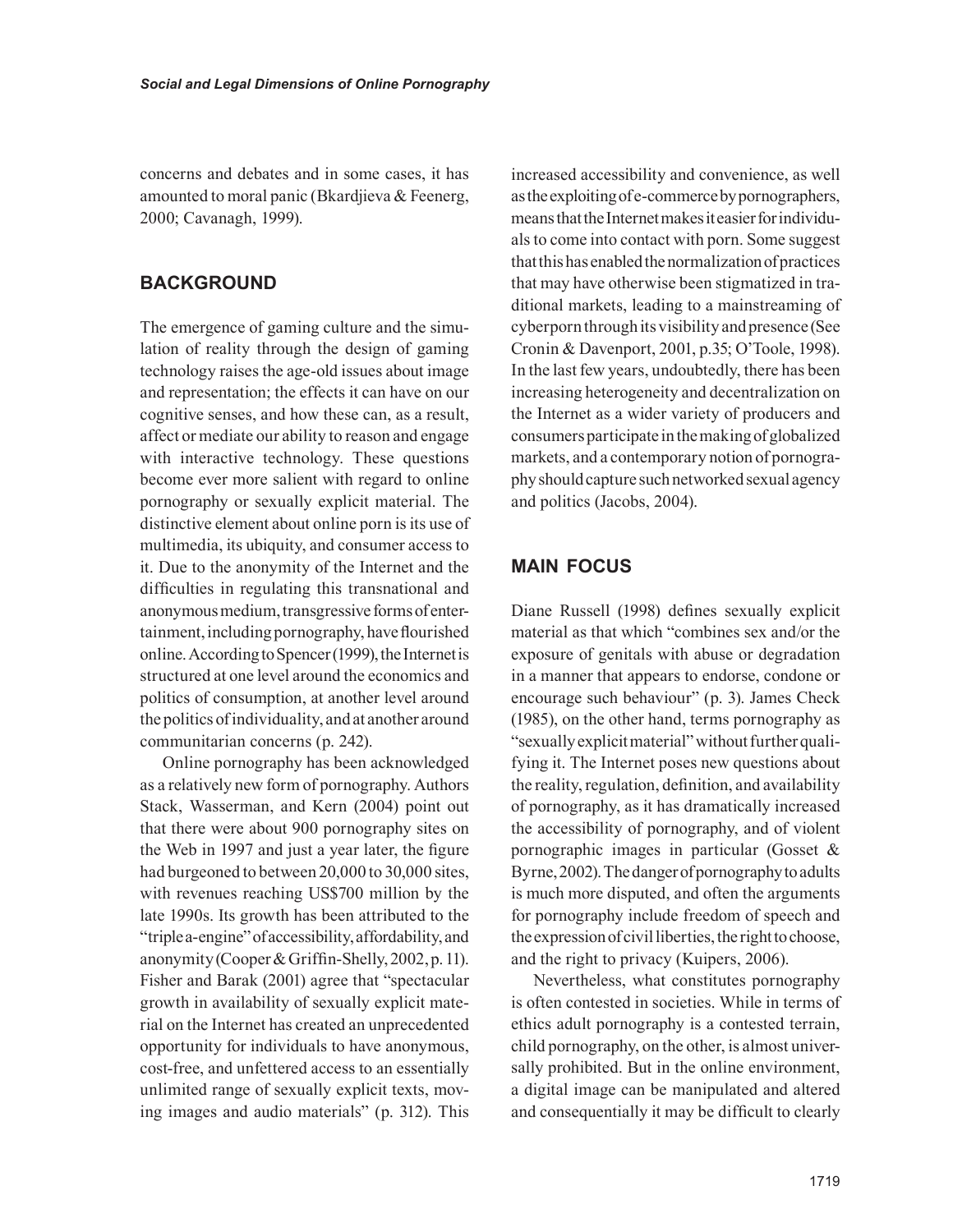concerns and debates and in some cases, it has amounted to moral panic (Bkardjieva & Feenerg, 2000; Cavanagh, 1999).

## BACKGROUND

The emergence of gaming culture and the simulation of reality through the design of gaming technology raises the age-old issues about image and representation; the effects it can have on our cognitive senses, and how these can, as a result, affect or mediate our ability to reason and engage with interactive technology. These questions become ever more salient with regard to online pornography or sexually explicit material. The distinctive element about online porn is its use of multimedia, its ubiquity, and consumer access to it. Due to the anonymity of the Internet and the difficulties in regulating this transnational and anonymous medium, transgressive forms of entertainment, including pornography, have flourished online. According to Spencer (1999), the Internet is structured at one level around the economics and politics of consumption, at another level around the politics of individuality, and at another around communitarian concerns (p. 242).

Online pornography has been acknowledged as a relatively new form of pornography. Authors Stack, Wasserman, and Kern (2004) point out that there were about 900 pornography sites on the Web in 1997 and just a year later, the figure had burgeoned to between 20,000 to 30,000 sites, with revenues reaching US$700 million by the late 1990s. Its growth has been attributed to the "triple a-engine" of accessibility, affordability, and anonymity (Cooper & Griffin-Shelly, 2002, p. 11). Fisher and Barak (2001) agree that "spectacular growth in availability of sexually explicit material on the Internet has created an unprecedented opportunity for individuals to have anonymous, cost-free, and unfettered access to an essentially unlimited range of sexually explicit texts, moving images and audio materials" (p. 312). This increased accessibility and convenience, as well as the exploiting of e-commerce by pornographers, means that the Internet makes it easier for individuals to come into contact with porn. Some suggest that this has enabled the normalization of practices that may have otherwise been stigmatized in traditional markets, leading to a mainstreaming of cyberporn through its visibility and presence (See Cronin & Davenport, 2001, p.35; O'Toole, 1998). In the last few years, undoubtedly, there has been increasing heterogeneity and decentralization on the Internet as a wider variety of producers and consumers participate in the making of globalized markets, and a contemporary notion of pornography should capture such networked sexual agency and politics (Jacobs, 2004).

## MAIN FOCUS

Diane Russell (1998) defines sexually explicit material as that which "combines sex and/or the exposure of genitals with abuse or degradation in a manner that appears to endorse, condone or encourage such behaviour" (p. 3). James Check (1985), on the other hand, terms pornography as "sexually explicit material" without further qualifying it. The Internet poses new questions about the reality, regulation, definition, and availability of pornography, as it has dramatically increased the accessibility of pornography, and of violent pornographic images in particular (Gosset & Byrne, 2002). The danger of pornography to adults is much more disputed, and often the arguments for pornography include freedom of speech and the expression of civil liberties, the right to choose, and the right to privacy (Kuipers, 2006).

Nevertheless, what constitutes pornography is often contested in societies. While in terms of ethics adult pornography is a contested terrain, child pornography, on the other, is almost universally prohibited. But in the online environment, a digital image can be manipulated and altered and consequentially it may be difficult to clearly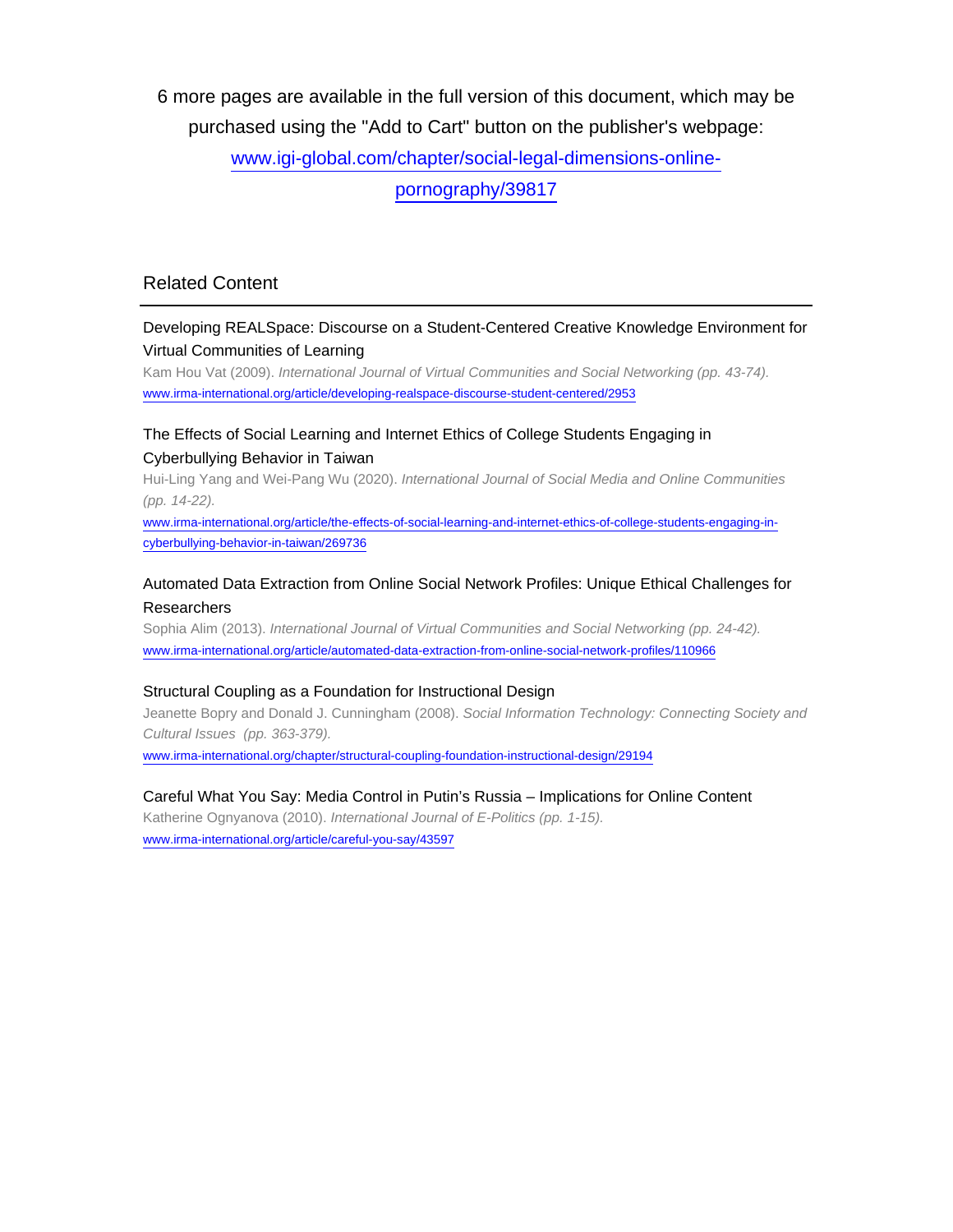6 more pages are available in the full version of this document, which may be purchased using the "Add to Cart" button on the publisher's webpage: [www.igi-global.com/chapter/social-legal-dimensions-online-pornography/39817](www.igi-global.com/chapter/social-legal-dimensions-online-pornography/39817)

## Related Content

**Developing REALSpace: Discourse on a Student-Centered Creative Knowledge Environment for Virtual Communities of Learning**
Kam Hou Vat (2009). *International Journal of Virtual Communities and Social Networking (pp. 43-74).*
[www.irma-international.org/article/developing-realspace-discourse-student-centered/2953](www.irma-international.org/article/developing-realspace-discourse-student-centered/2953)

**The Effects of Social Learning and Internet Ethics of College Students Engaging in Cyberbullying Behavior in Taiwan**
Hui-Ling Yang and Wei-Pang Wu (2020). *International Journal of Social Media and Online Communities (pp. 14-22).*
[www.irma-international.org/article/the-effects-of-social-learning-and-internet-ethics-of-college-students-engaging-in-cyberbullying-behavior-in-taiwan/269736](www.irma-international.org/article/the-effects-of-social-learning-and-internet-ethics-of-college-students-engaging-in-cyberbullying-behavior-in-taiwan/269736)

**Automated Data Extraction from Online Social Network Profiles: Unique Ethical Challenges for Researchers**
Sophia Alim (2013). *International Journal of Virtual Communities and Social Networking (pp. 24-42).*
[www.irma-international.org/article/automated-data-extraction-from-online-social-network-profiles/110966](www.irma-international.org/article/automated-data-extraction-from-online-social-network-profiles/110966)

**Structural Coupling as a Foundation for Instructional Design**
Jeanette Bopry and Donald J. Cunningham (2008). *Social Information Technology: Connecting Society and Cultural Issues (pp. 363-379).*
[www.irma-international.org/chapter/structural-coupling-foundation-instructional-design/29194](www.irma-international.org/chapter/structural-coupling-foundation-instructional-design/29194)

**Careful What You Say: Media Control in Putin's Russia – Implications for Online Content**
Katherine Ognyanova (2010). *International Journal of E-Politics (pp. 1-15).*
[www.irma-international.org/article/careful-you-say/43597](www.irma-international.org/article/careful-you-say/43597)